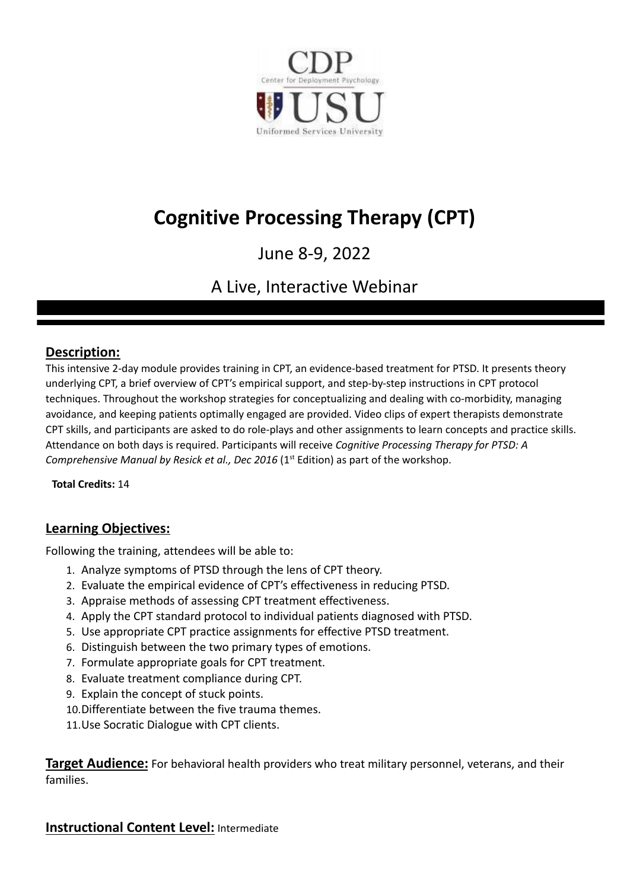CDP

Center for Deployment Psychology

USU

Uniformed Services University

# Cognitive Processing Therapy (CPT)

June 8-9, 2022

A Live, Interactive Webinar

## Description:

This intensive 2-day module provides training in CPT, an evidence-based treatment for PTSD. It presents theory underlying CPT, a brief overview of CPT's empirical support, and step-by-step instructions in CPT protocol techniques. Throughout the workshop strategies for conceptualizing and dealing with co-morbidity, managing avoidance, and keeping patients optimally engaged are provided. Video clips of expert therapists demonstrate CPT skills, and participants are asked to do role-plays and other assignments to learn concepts and practice skills. Attendance on both days is required. Participants will receive *Cognitive Processing Therapy for PTSD: A Comprehensive Manual by Resick et al., Dec 2016* (1st Edition) as part of the workshop.

**Total Credits:** 14

## Learning Objectives:

Following the training, attendees will be able to:

1. Analyze symptoms of PTSD through the lens of CPT theory.
2. Evaluate the empirical evidence of CPT's effectiveness in reducing PTSD.
3. Appraise methods of assessing CPT treatment effectiveness.
4. Apply the CPT standard protocol to individual patients diagnosed with PTSD.
5. Use appropriate CPT practice assignments for effective PTSD treatment.
6. Distinguish between the two primary types of emotions.
7. Formulate appropriate goals for CPT treatment.
8. Evaluate treatment compliance during CPT.
9. Explain the concept of stuck points.
10. Differentiate between the five trauma themes.
11. Use Socratic Dialogue with CPT clients.

**Target Audience:** For behavioral health providers who treat military personnel, veterans, and their families.

**Instructional Content Level:** Intermediate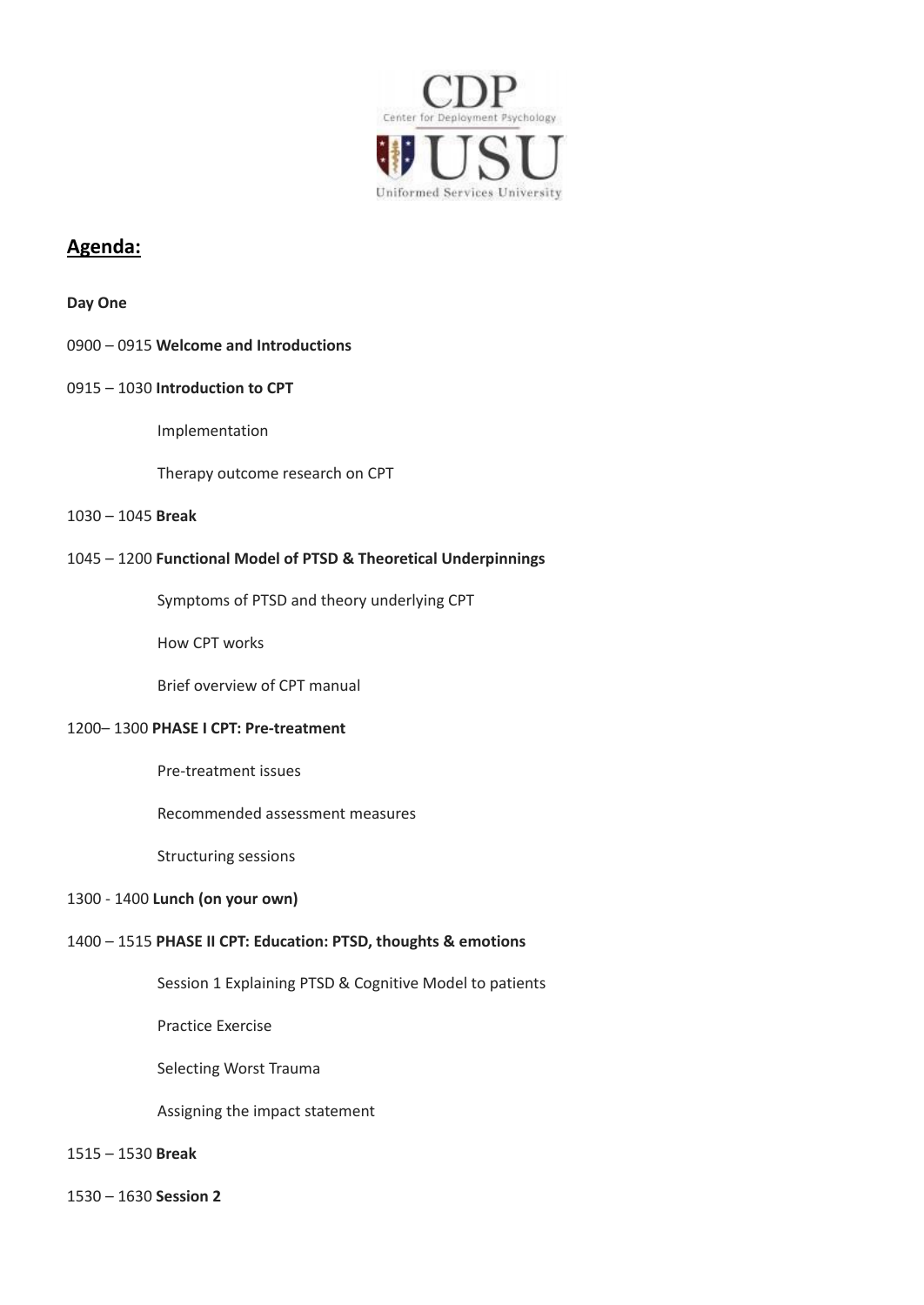CDP
Center for Deployment Psychology

USU
Uniformed Services University

## Agenda:

**Day One**

0900 – 0915 **Welcome and Introductions**

0915 – 1030 **Introduction to CPT**

- Implementation
- Therapy outcome research on CPT

1030 – 1045 **Break**

1045 – 1200 **Functional Model of PTSD & Theoretical Underpinnings**

- Symptoms of PTSD and theory underlying CPT
- How CPT works
- Brief overview of CPT manual

1200– 1300 **PHASE I CPT: Pre-treatment**

- Pre-treatment issues
- Recommended assessment measures
- Structuring sessions

1300 - 1400 **Lunch (on your own)**

1400 – 1515 **PHASE II CPT: Education: PTSD, thoughts & emotions**

- Session 1 Explaining PTSD & Cognitive Model to patients
- Practice Exercise
- Selecting Worst Trauma
- Assigning the impact statement

1515 – 1530 **Break**

1530 – 1630 **Session 2**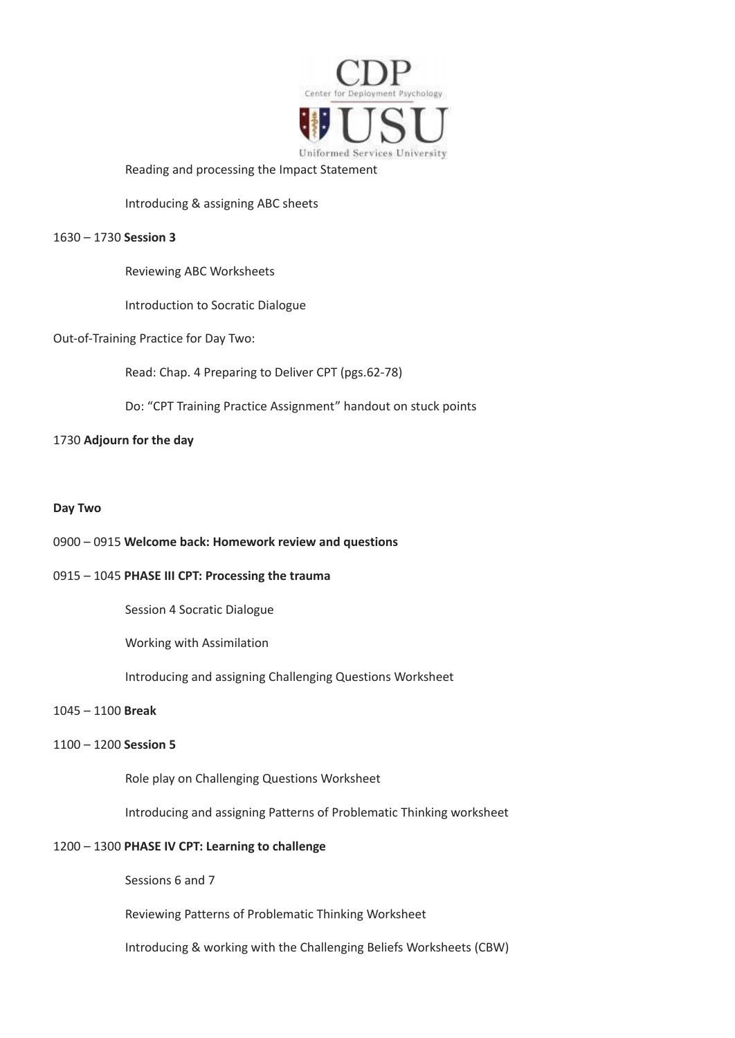Reading and processing the Impact Statement

Introducing & assigning ABC sheets

1630 – 1730 **Session 3**

Reviewing ABC Worksheets

Introduction to Socratic Dialogue

Out-of-Training Practice for Day Two:

Read: Chap. 4 Preparing to Deliver CPT (pgs.62-78)

Do: "CPT Training Practice Assignment" handout on stuck points

1730 **Adjourn for the day**

**Day Two**

0900 – 0915 **Welcome back: Homework review and questions**

0915 – 1045 **PHASE III CPT: Processing the trauma**

Session 4 Socratic Dialogue

Working with Assimilation

Introducing and assigning Challenging Questions Worksheet

1045 – 1100 **Break**

1100 – 1200 **Session 5**

Role play on Challenging Questions Worksheet

Introducing and assigning Patterns of Problematic Thinking worksheet

1200 – 1300 **PHASE IV CPT: Learning to challenge**

Sessions 6 and 7

Reviewing Patterns of Problematic Thinking Worksheet

Introducing & working with the Challenging Beliefs Worksheets (CBW)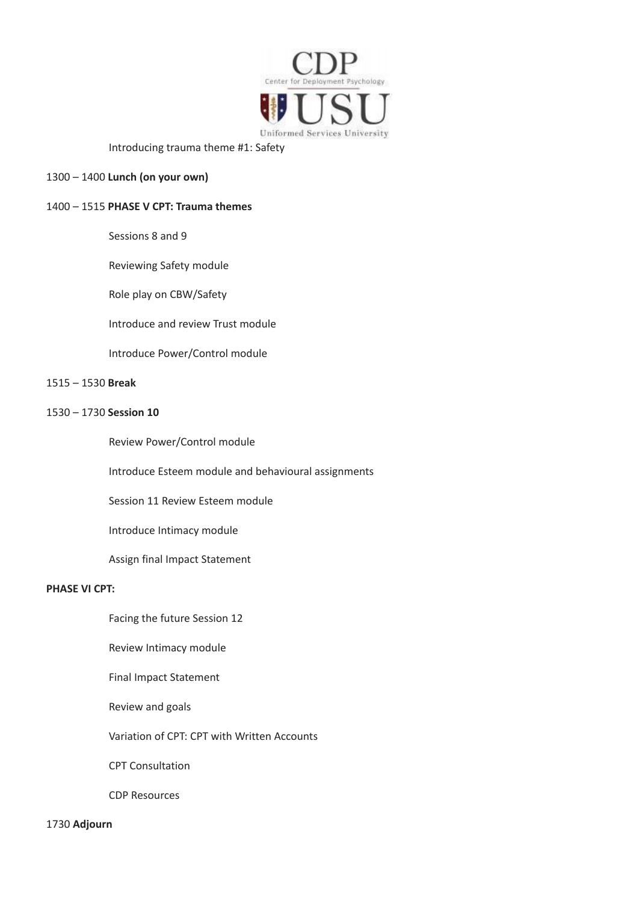Introducing trauma theme #1: Safety

1300 – 1400 **Lunch (on your own)**

1400 – 1515 **PHASE V CPT: Trauma themes**

Sessions 8 and 9

Reviewing Safety module

Role play on CBW/Safety

Introduce and review Trust module

Introduce Power/Control module

1515 – 1530 **Break**

1530 – 1730 **Session 10**

Review Power/Control module

Introduce Esteem module and behavioural assignments

Session 11 Review Esteem module

Introduce Intimacy module

Assign final Impact Statement

**PHASE VI CPT:**

Facing the future Session 12

Review Intimacy module

Final Impact Statement

Review and goals

Variation of CPT: CPT with Written Accounts

CPT Consultation

CDP Resources

1730 **Adjourn**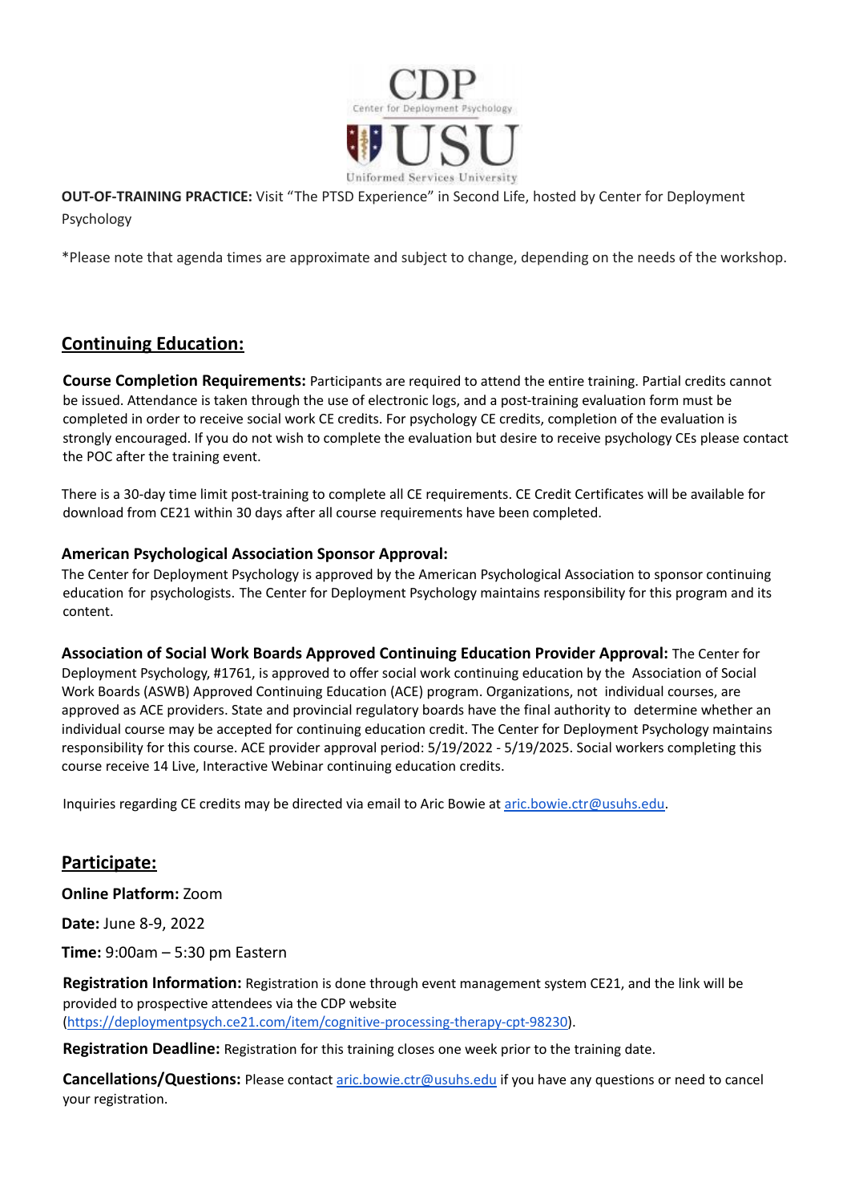**OUT-OF-TRAINING PRACTICE:** Visit "The PTSD Experience" in Second Life, hosted by Center for Deployment Psychology

*Please note that agenda times are approximate and subject to change, depending on the needs of the workshop.

## Continuing Education:

**Course Completion Requirements:** Participants are required to attend the entire training. Partial credits cannot be issued. Attendance is taken through the use of electronic logs, and a post-training evaluation form must be completed in order to receive social work CE credits. For psychology CE credits, completion of the evaluation is strongly encouraged. If you do not wish to complete the evaluation but desire to receive psychology CEs please contact the POC after the training event.

There is a 30-day time limit post-training to complete all CE requirements. CE Credit Certificates will be available for download from CE21 within 30 days after all course requirements have been completed.

**American Psychological Association Sponsor Approval:**
The Center for Deployment Psychology is approved by the American Psychological Association to sponsor continuing education for psychologists. The Center for Deployment Psychology maintains responsibility for this program and its content.

**Association of Social Work Boards Approved Continuing Education Provider Approval:** The Center for Deployment Psychology, #1761, is approved to offer social work continuing education by the Association of Social Work Boards (ASWB) Approved Continuing Education (ACE) program. Organizations, not individual courses, are approved as ACE providers. State and provincial regulatory boards have the final authority to determine whether an individual course may be accepted for continuing education credit. The Center for Deployment Psychology maintains responsibility for this course. ACE provider approval period: 5/19/2022 - 5/19/2025. Social workers completing this course receive 14 Live, Interactive Webinar continuing education credits.

Inquiries regarding CE credits may be directed via email to Aric Bowie at aric.bowie.ctr@usuhs.edu.

## Participate:

**Online Platform:** Zoom

**Date:** June 8-9, 2022

**Time:** 9:00am – 5:30 pm Eastern

**Registration Information:** Registration is done through event management system CE21, and the link will be provided to prospective attendees via the CDP website (https://deploymentpsych.ce21.com/item/cognitive-processing-therapy-cpt-98230).

**Registration Deadline:** Registration for this training closes one week prior to the training date.

**Cancellations/Questions:** Please contact aric.bowie.ctr@usuhs.edu if you have any questions or need to cancel your registration.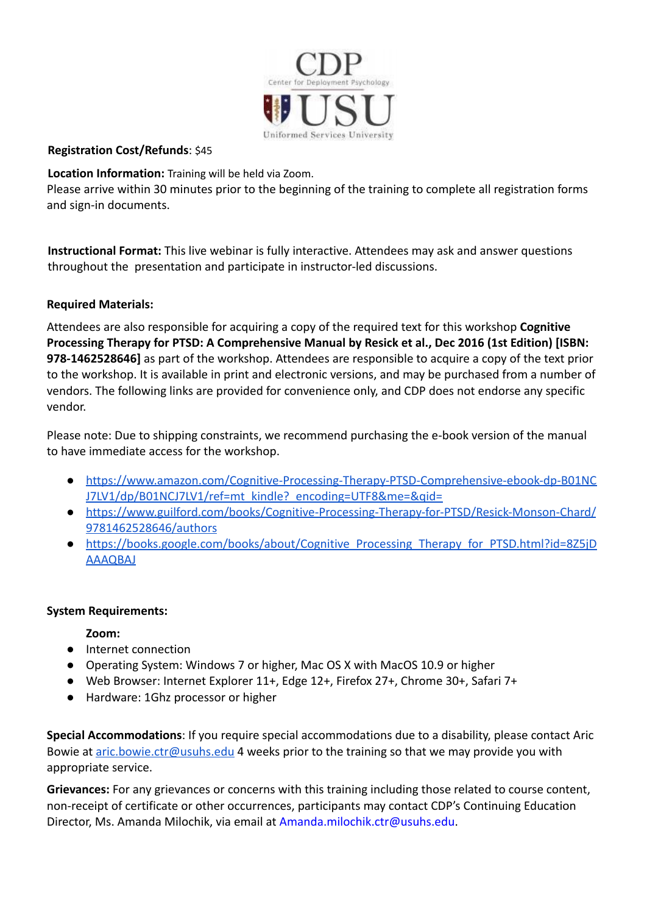CDP
Center for Deployment Psychology

USU
Uniformed Services University

**Registration Cost/Refunds**: $45

**Location Information:** Training will be held via Zoom.
Please arrive within 30 minutes prior to the beginning of the training to complete all registration forms and sign-in documents.

**Instructional Format:** This live webinar is fully interactive. Attendees may ask and answer questions throughout the presentation and participate in instructor-led discussions.

**Required Materials:**

Attendees are also responsible for acquiring a copy of the required text for this workshop **Cognitive Processing Therapy for PTSD: A Comprehensive Manual by Resick et al., Dec 2016 (1st Edition) [ISBN: 978-1462528646]** as part of the workshop. Attendees are responsible to acquire a copy of the text prior to the workshop. It is available in print and electronic versions, and may be purchased from a number of vendors. The following links are provided for convenience only, and CDP does not endorse any specific vendor.

Please note: Due to shipping constraints, we recommend purchasing the e-book version of the manual to have immediate access for the workshop.

- https://www.amazon.com/Cognitive-Processing-Therapy-PTSD-Comprehensive-ebook-dp-B01NCJ7LV1/dp/B01NCJ7LV1/ref=mt_kindle?_encoding=UTF8&me=&qid=
- https://www.guilford.com/books/Cognitive-Processing-Therapy-for-PTSD/Resick-Monson-Chard/9781462528646/authors
- https://books.google.com/books/about/Cognitive_Processing_Therapy_for_PTSD.html?id=8Z5jDAAAQBAJ

**System Requirements:**

**Zoom:**

- Internet connection
- Operating System: Windows 7 or higher, Mac OS X with MacOS 10.9 or higher
- Web Browser: Internet Explorer 11+, Edge 12+, Firefox 27+, Chrome 30+, Safari 7+
- Hardware: 1Ghz processor or higher

**Special Accommodations**: If you require special accommodations due to a disability, please contact Aric Bowie at aric.bowie.ctr@usuhs.edu 4 weeks prior to the training so that we may provide you with appropriate service.

**Grievances:** For any grievances or concerns with this training including those related to course content, non-receipt of certificate or other occurrences, participants may contact CDP's Continuing Education Director, Ms. Amanda Milochik, via email at Amanda.milochik.ctr@usuhs.edu.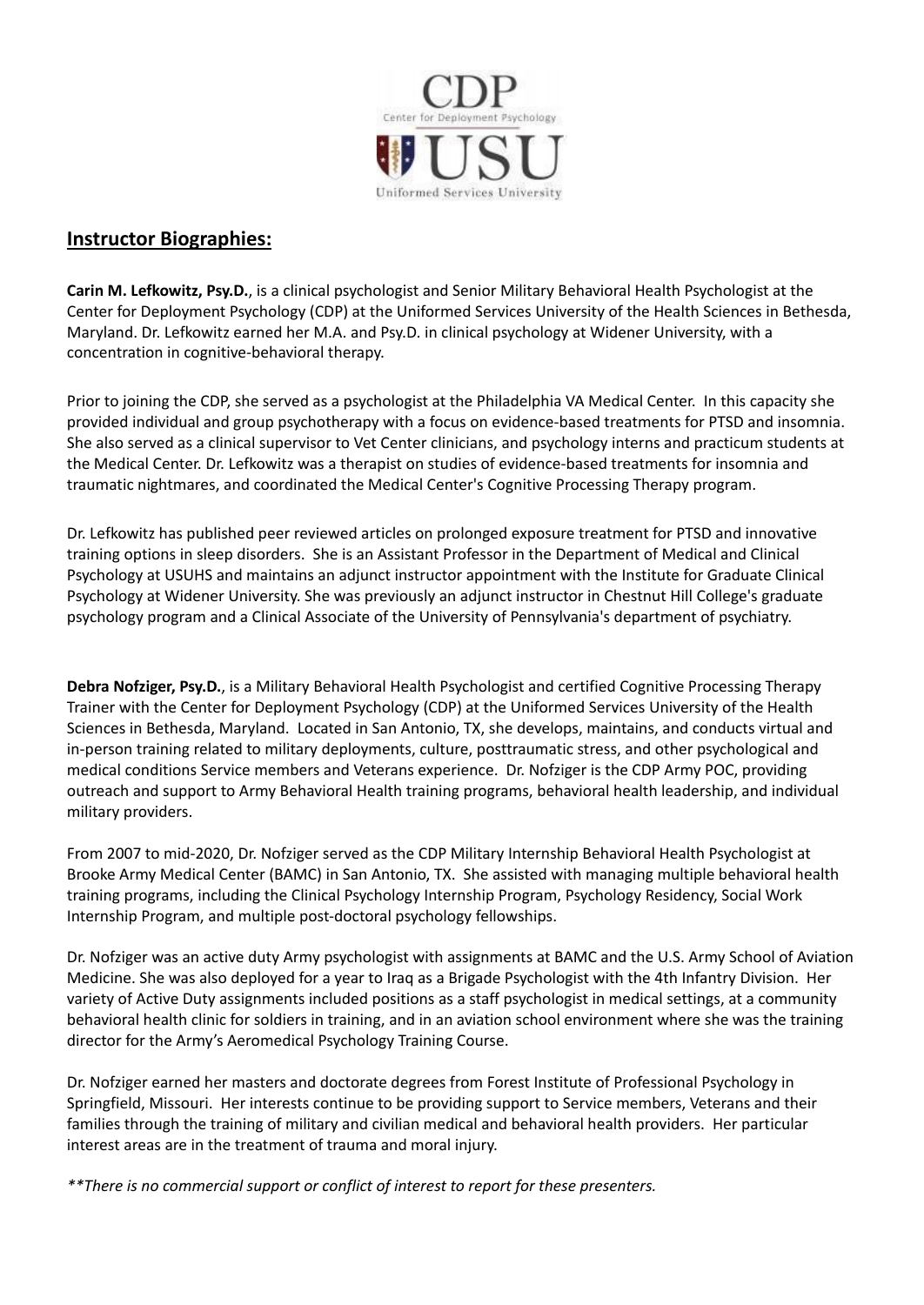CDP

Center for Deployment Psychology

USU

Uniformed Services University

## Instructor Biographies:

**Carin M. Lefkowitz, Psy.D.**, is a clinical psychologist and Senior Military Behavioral Health Psychologist at the Center for Deployment Psychology (CDP) at the Uniformed Services University of the Health Sciences in Bethesda, Maryland. Dr. Lefkowitz earned her M.A. and Psy.D. in clinical psychology at Widener University, with a concentration in cognitive-behavioral therapy.

Prior to joining the CDP, she served as a psychologist at the Philadelphia VA Medical Center. In this capacity she provided individual and group psychotherapy with a focus on evidence-based treatments for PTSD and insomnia. She also served as a clinical supervisor to Vet Center clinicians, and psychology interns and practicum students at the Medical Center. Dr. Lefkowitz was a therapist on studies of evidence-based treatments for insomnia and traumatic nightmares, and coordinated the Medical Center's Cognitive Processing Therapy program.

Dr. Lefkowitz has published peer reviewed articles on prolonged exposure treatment for PTSD and innovative training options in sleep disorders. She is an Assistant Professor in the Department of Medical and Clinical Psychology at USUHS and maintains an adjunct instructor appointment with the Institute for Graduate Clinical Psychology at Widener University. She was previously an adjunct instructor in Chestnut Hill College's graduate psychology program and a Clinical Associate of the University of Pennsylvania's department of psychiatry.

**Debra Nofziger, Psy.D.**, is a Military Behavioral Health Psychologist and certified Cognitive Processing Therapy Trainer with the Center for Deployment Psychology (CDP) at the Uniformed Services University of the Health Sciences in Bethesda, Maryland. Located in San Antonio, TX, she develops, maintains, and conducts virtual and in-person training related to military deployments, culture, posttraumatic stress, and other psychological and medical conditions Service members and Veterans experience. Dr. Nofziger is the CDP Army POC, providing outreach and support to Army Behavioral Health training programs, behavioral health leadership, and individual military providers.

From 2007 to mid-2020, Dr. Nofziger served as the CDP Military Internship Behavioral Health Psychologist at Brooke Army Medical Center (BAMC) in San Antonio, TX. She assisted with managing multiple behavioral health training programs, including the Clinical Psychology Internship Program, Psychology Residency, Social Work Internship Program, and multiple post-doctoral psychology fellowships.

Dr. Nofziger was an active duty Army psychologist with assignments at BAMC and the U.S. Army School of Aviation Medicine. She was also deployed for a year to Iraq as a Brigade Psychologist with the 4th Infantry Division. Her variety of Active Duty assignments included positions as a staff psychologist in medical settings, at a community behavioral health clinic for soldiers in training, and in an aviation school environment where she was the training director for the Army's Aeromedical Psychology Training Course.

Dr. Nofziger earned her masters and doctorate degrees from Forest Institute of Professional Psychology in Springfield, Missouri. Her interests continue to be providing support to Service members, Veterans and their families through the training of military and civilian medical and behavioral health providers. Her particular interest areas are in the treatment of trauma and moral injury.

*\*\*There is no commercial support or conflict of interest to report for these presenters.*